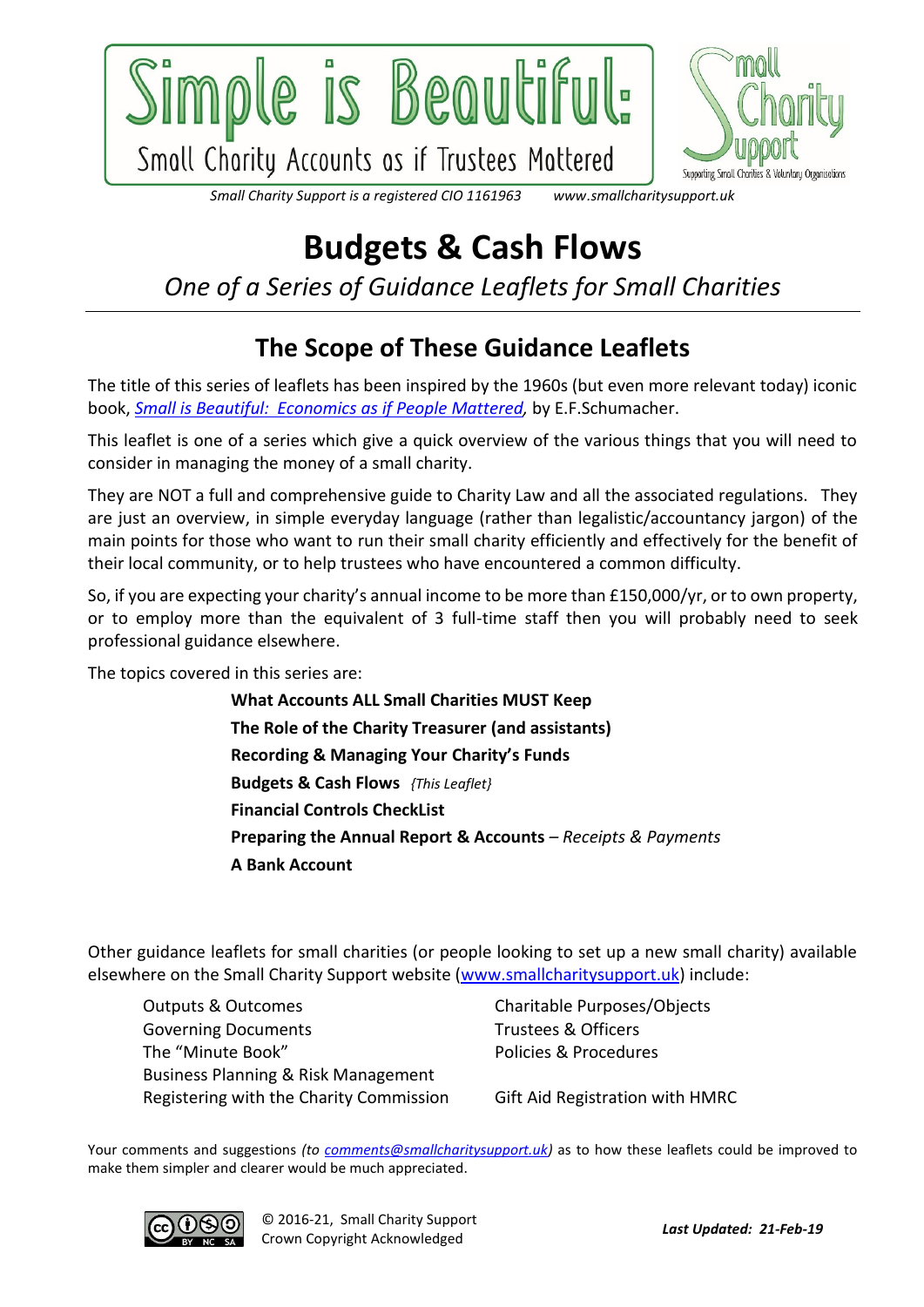# Simple is Beautiful:

Small Charity Accounts as if Trustees Mattered

*Small Charity Support is a registered CIO 1161963 www.smallcharitysupport.uk*

# Budgets & Cash Flows

*One of a Series of Guidance Leaflets for Small Charities*

## The Scope of These Guidance Leaflets

The title of this series of leaflets has been inspired by the 1960s (but even more relevant today) iconic book, *[Small is Beautiful: Economics as if People Mattered](#)*, by E.F.Schumacher.

This leaflet is one of a series which give a quick overview of the various things that you will need to consider in managing the money of a small charity.

They are NOT a full and comprehensive guide to Charity Law and all the associated regulations. They are just an overview, in simple everyday language (rather than legalistic/accountancy jargon) of the main points for those who want to run their small charity efficiently and effectively for the benefit of their local community, or to help trustees who have encountered a common difficulty.

So, if you are expecting your charity's annual income to be more than £150,000/yr, or to own property, or to employ more than the equivalent of 3 full-time staff then you will probably need to seek professional guidance elsewhere.

The topics covered in this series are:

- **What Accounts ALL Small Charities MUST Keep**
- **The Role of the Charity Treasurer (and assistants)**
- **Recording & Managing Your Charity's Funds**
- **Budgets & Cash Flows** *{This Leaflet}*
- **Financial Controls CheckList**
- **Preparing the Annual Report & Accounts** – *Receipts & Payments*
- **A Bank Account**

Other guidance leaflets for small charities (or people looking to set up a new small charity) available elsewhere on the Small Charity Support website ([www.smallcharitysupport.uk](http://www.smallcharitysupport.uk)) include:

- Outputs & Outcomes
- Governing Documents
- The "Minute Book"
- Business Planning & Risk Management
- Registering with the Charity Commission
- Charitable Purposes/Objects
- Trustees & Officers
- Policies & Procedures
- Gift Aid Registration with HMRC

Your comments and suggestions *(to [comments@smallcharitysupport.uk](mailto:comments@smallcharitysupport.uk))* as to how these leaflets could be improved to make them simpler and clearer would be much appreciated.

© 2016-21, Small Charity Support
Crown Copyright Acknowledged

***Last Updated: 21-Feb-19***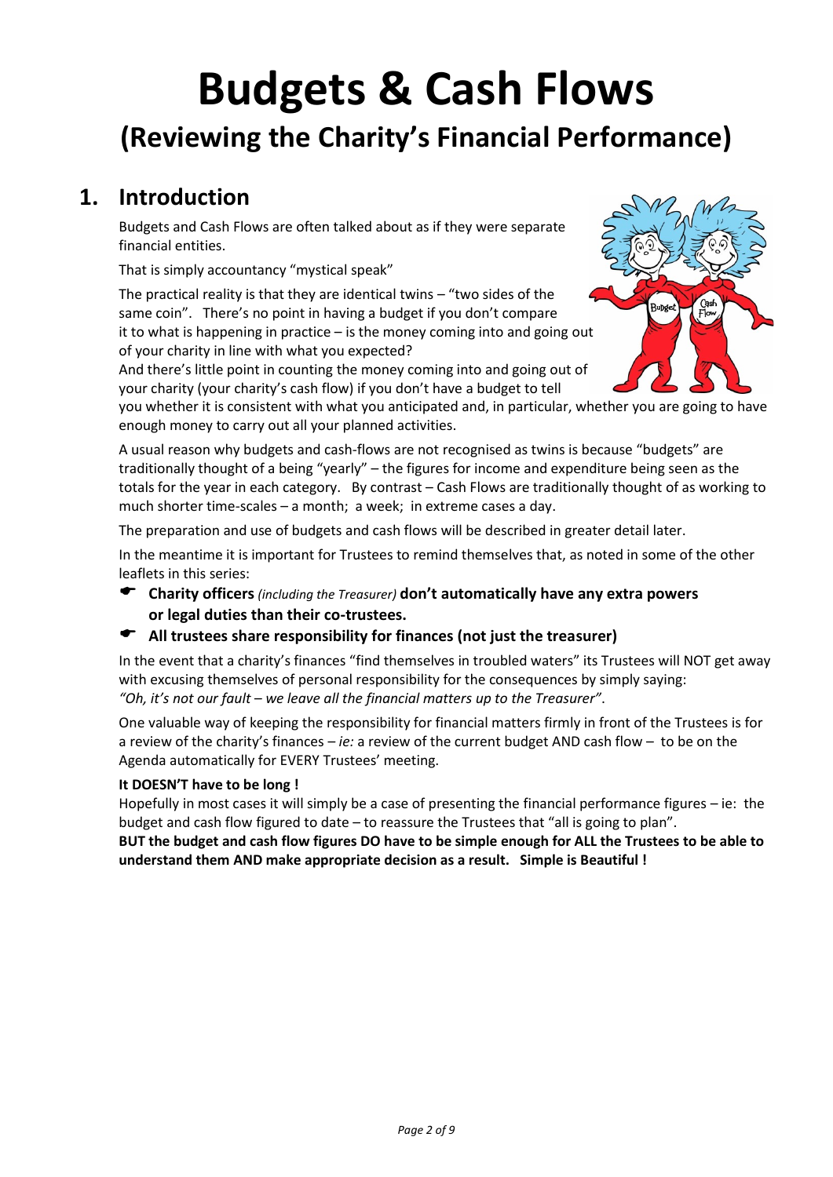# Budgets & Cash Flows

## (Reviewing the Charity's Financial Performance)

## 1. Introduction

Budgets and Cash Flows are often talked about as if they were separate financial entities.

That is simply accountancy "mystical speak"

The practical reality is that they are identical twins – "two sides of the same coin". There's no point in having a budget if you don't compare it to what is happening in practice – is the money coming into and going out of your charity in line with what you expected?

And there's little point in counting the money coming into and going out of your charity (your charity's cash flow) if you don't have a budget to tell you whether it is consistent with what you anticipated and, in particular, whether you are going to have enough money to carry out all your planned activities.

A usual reason why budgets and cash-flows are not recognised as twins is because "budgets" are traditionally thought of a being "yearly" – the figures for income and expenditure being seen as the totals for the year in each category. By contrast – Cash Flows are traditionally thought of as working to much shorter time-scales – a month; a week; in extreme cases a day.

The preparation and use of budgets and cash flows will be described in greater detail later.

In the meantime it is important for Trustees to remind themselves that, as noted in some of the other leaflets in this series:

- **Charity officers** *(including the Treasurer)* **don't automatically have any extra powers or legal duties than their co-trustees.**
- **All trustees share responsibility for finances (not just the treasurer)**

In the event that a charity's finances "find themselves in troubled waters" its Trustees will NOT get away with excusing themselves of personal responsibility for the consequences by simply saying:
*"Oh, it's not our fault – we leave all the financial matters up to the Treasurer".*

One valuable way of keeping the responsibility for financial matters firmly in front of the Trustees is for a review of the charity's finances – *ie:* a review of the current budget AND cash flow – to be on the Agenda automatically for EVERY Trustees' meeting.

**It DOESN'T have to be long !**

Hopefully in most cases it will simply be a case of presenting the financial performance figures – ie: the budget and cash flow figured to date – to reassure the Trustees that "all is going to plan".

**BUT the budget and cash flow figures DO have to be simple enough for ALL the Trustees to be able to understand them AND make appropriate decision as a result. Simple is Beautiful !**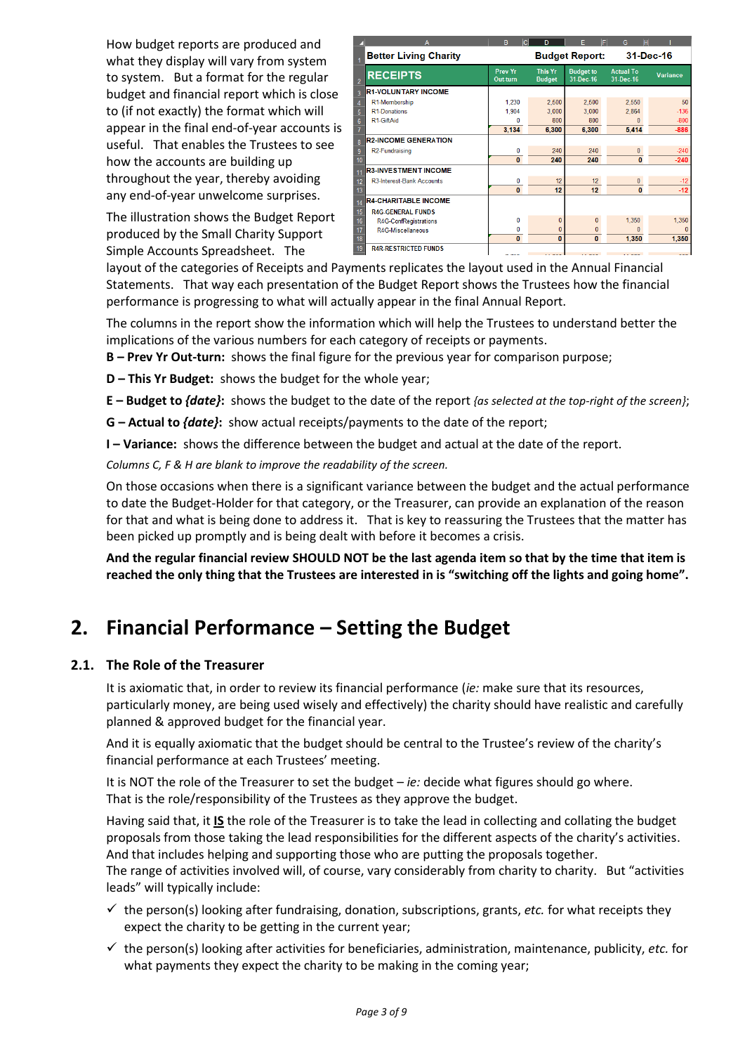How budget reports are produced and what they display will vary from system to system. But a format for the regular budget and financial report which is close to (if not exactly) the format which will appear in the final end-of-year accounts is useful. That enables the Trustees to see how the accounts are building up throughout the year, thereby avoiding any end-of-year unwelcome surprises.

| Better Living Charity | | Budget Report: | | 31-Dec-16 | |
|---|---|---|---|---|---|
| RECEIPTS | Prev Yr Out-turn | This Yr Budget | Budget to 31-Dec-16 | Actual To 31-Dec-16 | Variance |
| R1-VOLUNTARY INCOME | | | | | |
| R1-Membership | 1,230 | 2,500 | 2,500 | 2,550 | 50 |
| R1-Donations | 1,904 | 3,000 | 3,000 | 2,864 | -136 |
| R1-GiftAid | 0 | 800 | 800 | 0 | -800 |
| | 3,134 | 6,300 | 6,300 | 5,414 | -886 |
| R2-INCOME GENERATION | | | | | |
| R2-Fundraising | 0 | 240 | 240 | 0 | -240 |
| | 0 | 240 | 240 | 0 | -240 |
| R3-INVESTMENT INCOME | | | | | |
| R3-Interest-Bank Accounts | 0 | 12 | 12 | 0 | -12 |
| | 0 | 12 | 12 | 0 | -12 |
| R4-CHARITABLE INCOME | | | | | |
| R4G-GENERAL FUNDS | | | | | |
| R4G-ConfRegistrations | 0 | 0 | 0 | 1,350 | 1,350 |
| R4G-Miscellaneous | 0 | 0 | 0 | 0 | 0 |
| | 0 | 0 | 0 | 1,350 | 1,350 |
| R4R-RESTRICTED FUNDS | | | | | |

The illustration shows the Budget Report produced by the Small Charity Support Simple Accounts Spreadsheet. The layout of the categories of Receipts and Payments replicates the layout used in the Annual Financial Statements. That way each presentation of the Budget Report shows the Trustees how the financial performance is progressing to what will actually appear in the final Annual Report.

The columns in the report show the information which will help the Trustees to understand better the implications of the various numbers for each category of receipts or payments.

**B – Prev Yr Out-turn:** shows the final figure for the previous year for comparison purpose;

**D – This Yr Budget:** shows the budget for the whole year;

**E – Budget to *{date}*:** shows the budget to the date of the report *{as selected at the top-right of the screen}*;

**G – Actual to *{date}*:** show actual receipts/payments to the date of the report;

**I – Variance:** shows the difference between the budget and actual at the date of the report.

*Columns C, F & H are blank to improve the readability of the screen.*

On those occasions when there is a significant variance between the budget and the actual performance to date the Budget-Holder for that category, or the Treasurer, can provide an explanation of the reason for that and what is being done to address it. That is key to reassuring the Trustees that the matter has been picked up promptly and is being dealt with before it becomes a crisis.

**And the regular financial review SHOULD NOT be the last agenda item so that by the time that item is reached the only thing that the Trustees are interested in is "switching off the lights and going home".**

# 2. Financial Performance – Setting the Budget

## 2.1. The Role of the Treasurer

It is axiomatic that, in order to review its financial performance (*ie:* make sure that its resources, particularly money, are being used wisely and effectively) the charity should have realistic and carefully planned & approved budget for the financial year.

And it is equally axiomatic that the budget should be central to the Trustee's review of the charity's financial performance at each Trustees' meeting.

It is NOT the role of the Treasurer to set the budget – *ie:* decide what figures should go where. That is the role/responsibility of the Trustees as they approve the budget.

Having said that, it **IS** the role of the Treasurer is to take the lead in collecting and collating the budget proposals from those taking the lead responsibilities for the different aspects of the charity's activities. And that includes helping and supporting those who are putting the proposals together. The range of activities involved will, of course, vary considerably from charity to charity. But "activities leads" will typically include:

- ✓ the person(s) looking after fundraising, donation, subscriptions, grants, *etc.* for what receipts they expect the charity to be getting in the current year;
- ✓ the person(s) looking after activities for beneficiaries, administration, maintenance, publicity, *etc.* for what payments they expect the charity to be making in the coming year;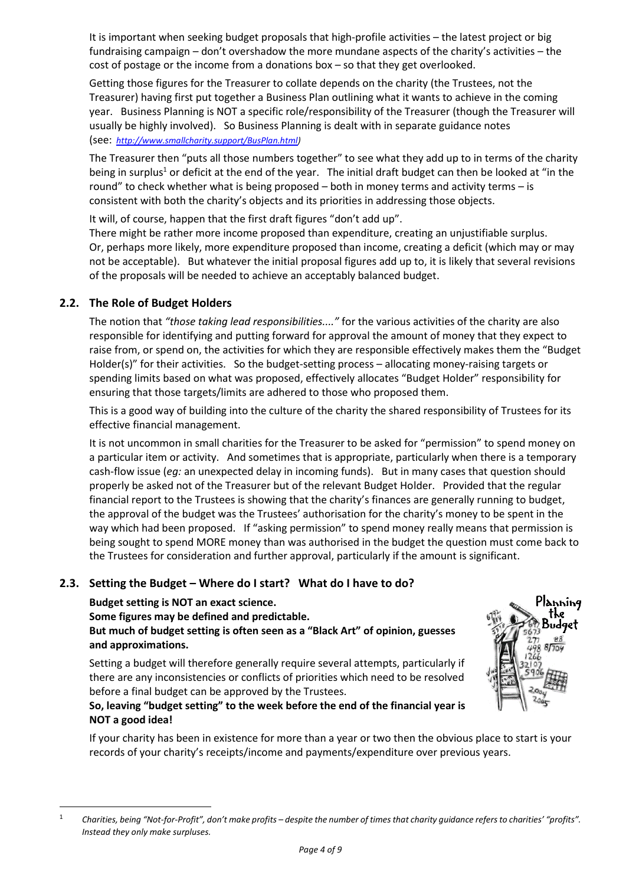It is important when seeking budget proposals that high-profile activities – the latest project or big fundraising campaign – don't overshadow the more mundane aspects of the charity's activities – the cost of postage or the income from a donations box – so that they get overlooked.

Getting those figures for the Treasurer to collate depends on the charity (the Trustees, not the Treasurer) having first put together a Business Plan outlining what it wants to achieve in the coming year. Business Planning is NOT a specific role/responsibility of the Treasurer (though the Treasurer will usually be highly involved). So Business Planning is dealt with in separate guidance notes (see: *http://www.smallcharity.support/BusPlan.html*)

The Treasurer then "puts all those numbers together" to see what they add up to in terms of the charity being in surplus[1] or deficit at the end of the year. The initial draft budget can then be looked at "in the round" to check whether what is being proposed – both in money terms and activity terms – is consistent with both the charity's objects and its priorities in addressing those objects.

It will, of course, happen that the first draft figures "don't add up".
There might be rather more income proposed than expenditure, creating an unjustifiable surplus.
Or, perhaps more likely, more expenditure proposed than income, creating a deficit (which may or may not be acceptable). But whatever the initial proposal figures add up to, it is likely that several revisions of the proposals will be needed to achieve an acceptably balanced budget.

## 2.2. The Role of Budget Holders

The notion that *"those taking lead responsibilities...."* for the various activities of the charity are also responsible for identifying and putting forward for approval the amount of money that they expect to raise from, or spend on, the activities for which they are responsible effectively makes them the "Budget Holder(s)" for their activities. So the budget-setting process – allocating money-raising targets or spending limits based on what was proposed, effectively allocates "Budget Holder" responsibility for ensuring that those targets/limits are adhered to those who proposed them.

This is a good way of building into the culture of the charity the shared responsibility of Trustees for its effective financial management.

It is not uncommon in small charities for the Treasurer to be asked for "permission" to spend money on a particular item or activity. And sometimes that is appropriate, particularly when there is a temporary cash-flow issue (*eg:* an unexpected delay in incoming funds). But in many cases that question should properly be asked not of the Treasurer but of the relevant Budget Holder. Provided that the regular financial report to the Trustees is showing that the charity's finances are generally running to budget, the approval of the budget was the Trustees' authorisation for the charity's money to be spent in the way which had been proposed. If "asking permission" to spend money really means that permission is being sought to spend MORE money than was authorised in the budget the question must come back to the Trustees for consideration and further approval, particularly if the amount is significant.

## 2.3. Setting the Budget – Where do I start? What do I have to do?

**Budget setting is NOT an exact science.**
**Some figures may be defined and predictable.**
**But much of budget setting is often seen as a "Black Art" of opinion, guesses and approximations.**

Setting a budget will therefore generally require several attempts, particularly if there are any inconsistencies or conflicts of priorities which need to be resolved before a final budget can be approved by the Trustees.

**So, leaving "budget setting" to the week before the end of the financial year is NOT a good idea!**

If your charity has been in existence for more than a year or two then the obvious place to start is your records of your charity's receipts/income and payments/expenditure over previous years.

---

[1] *Charities, being "Not-for-Profit", don't make profits – despite the number of times that charity guidance refers to charities' "profits". Instead they only make surpluses.*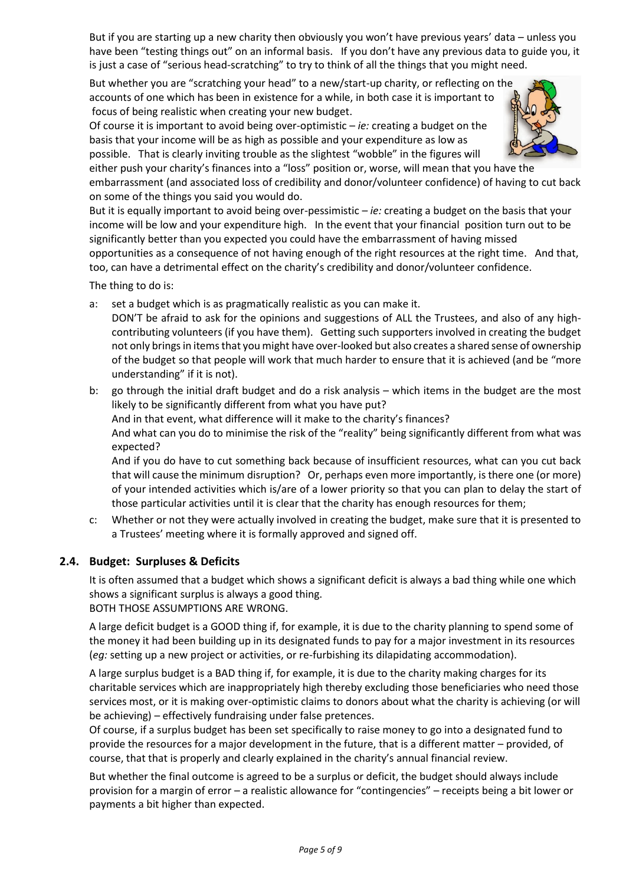But if you are starting up a new charity then obviously you won't have previous years' data – unless you have been "testing things out" on an informal basis. If you don't have any previous data to guide you, it is just a case of "serious head-scratching" to try to think of all the things that you might need.

But whether you are "scratching your head" to a new/start-up charity, or reflecting on the accounts of one which has been in existence for a while, in both case it is important to focus of being realistic when creating your new budget.

Of course it is important to avoid being over-optimistic – *ie:* creating a budget on the basis that your income will be as high as possible and your expenditure as low as possible. That is clearly inviting trouble as the slightest "wobble" in the figures will either push your charity's finances into a "loss" position or, worse, will mean that you have the embarrassment (and associated loss of credibility and donor/volunteer confidence) of having to cut back on some of the things you said you would do.

But it is equally important to avoid being over-pessimistic – *ie:* creating a budget on the basis that your income will be low and your expenditure high. In the event that your financial position turn out to be significantly better than you expected you could have the embarrassment of having missed opportunities as a consequence of not having enough of the right resources at the right time. And that, too, can have a detrimental effect on the charity's credibility and donor/volunteer confidence.

The thing to do is:

a: set a budget which is as pragmatically realistic as you can make it.
DON'T be afraid to ask for the opinions and suggestions of ALL the Trustees, and also of any high-contributing volunteers (if you have them). Getting such supporters involved in creating the budget not only brings in items that you might have over-looked but also creates a shared sense of ownership of the budget so that people will work that much harder to ensure that it is achieved (and be "more understanding" if it is not).

b: go through the initial draft budget and do a risk analysis – which items in the budget are the most likely to be significantly different from what you have put?
And in that event, what difference will it make to the charity's finances?
And what can you do to minimise the risk of the "reality" being significantly different from what was expected?
And if you do have to cut something back because of insufficient resources, what can you cut back that will cause the minimum disruption? Or, perhaps even more importantly, is there one (or more) of your intended activities which is/are of a lower priority so that you can plan to delay the start of those particular activities until it is clear that the charity has enough resources for them;

c: Whether or not they were actually involved in creating the budget, make sure that it is presented to a Trustees' meeting where it is formally approved and signed off.

## 2.4. Budget: Surpluses & Deficits

It is often assumed that a budget which shows a significant deficit is always a bad thing while one which shows a significant surplus is always a good thing.
BOTH THOSE ASSUMPTIONS ARE WRONG.

A large deficit budget is a GOOD thing if, for example, it is due to the charity planning to spend some of the money it had been building up in its designated funds to pay for a major investment in its resources (*eg:* setting up a new project or activities, or re-furbishing its dilapidating accommodation).

A large surplus budget is a BAD thing if, for example, it is due to the charity making charges for its charitable services which are inappropriately high thereby excluding those beneficiaries who need those services most, or it is making over-optimistic claims to donors about what the charity is achieving (or will be achieving) – effectively fundraising under false pretences.

Of course, if a surplus budget has been set specifically to raise money to go into a designated fund to provide the resources for a major development in the future, that is a different matter – provided, of course, that that is properly and clearly explained in the charity's annual financial review.

But whether the final outcome is agreed to be a surplus or deficit, the budget should always include provision for a margin of error – a realistic allowance for "contingencies" – receipts being a bit lower or payments a bit higher than expected.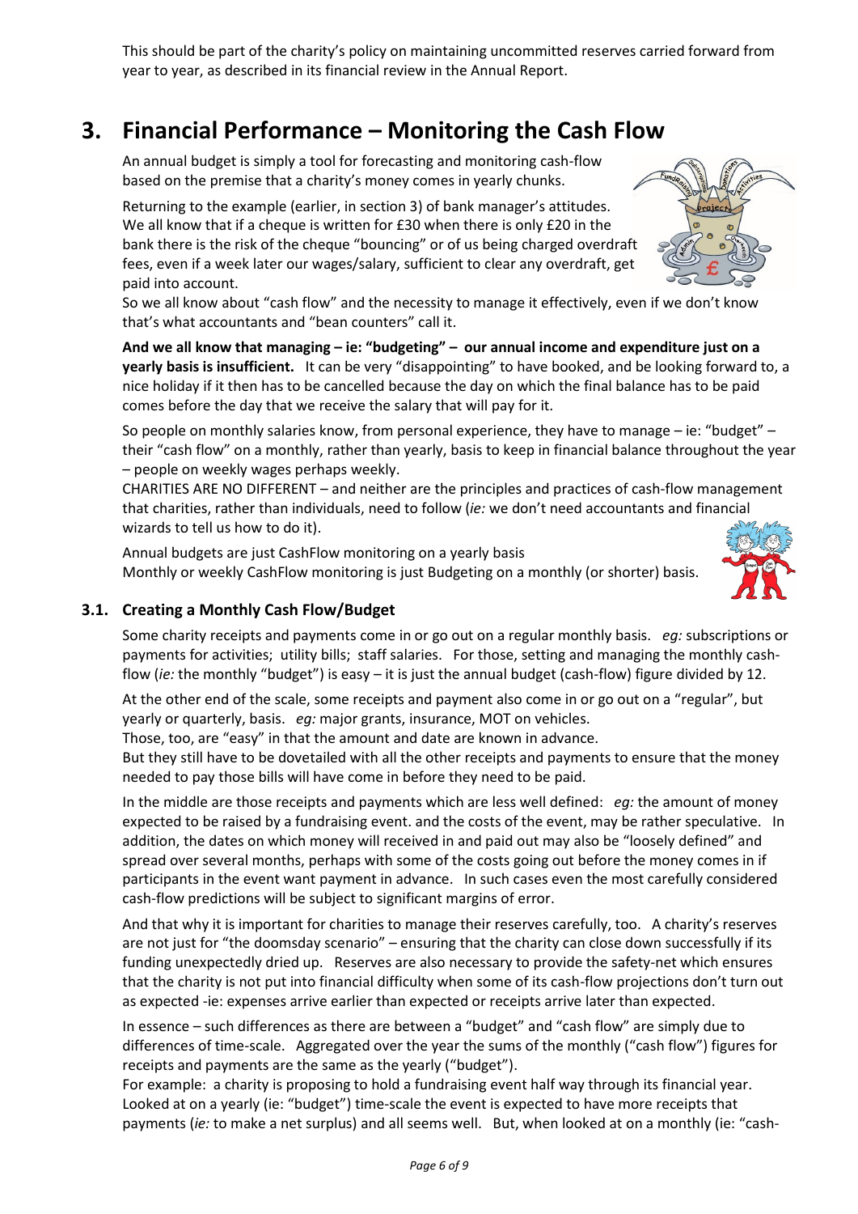This should be part of the charity's policy on maintaining uncommitted reserves carried forward from year to year, as described in its financial review in the Annual Report.

# 3. Financial Performance – Monitoring the Cash Flow

An annual budget is simply a tool for forecasting and monitoring cash-flow based on the premise that a charity's money comes in yearly chunks.

Returning to the example (earlier, in section 3) of bank manager's attitudes. We all know that if a cheque is written for £30 when there is only £20 in the bank there is the risk of the cheque "bouncing" or of us being charged overdraft fees, even if a week later our wages/salary, sufficient to clear any overdraft, get paid into account.

So we all know about "cash flow" and the necessity to manage it effectively, even if we don't know that's what accountants and "bean counters" call it.

**And we all know that managing – ie: "budgeting" – our annual income and expenditure just on a yearly basis is insufficient.** It can be very "disappointing" to have booked, and be looking forward to, a nice holiday if it then has to be cancelled because the day on which the final balance has to be paid comes before the day that we receive the salary that will pay for it.

So people on monthly salaries know, from personal experience, they have to manage – ie: "budget" – their "cash flow" on a monthly, rather than yearly, basis to keep in financial balance throughout the year – people on weekly wages perhaps weekly.

CHARITIES ARE NO DIFFERENT – and neither are the principles and practices of cash-flow management that charities, rather than individuals, need to follow (*ie:* we don't need accountants and financial wizards to tell us how to do it).

Annual budgets are just CashFlow monitoring on a yearly basis
Monthly or weekly CashFlow monitoring is just Budgeting on a monthly (or shorter) basis.

## 3.1. Creating a Monthly Cash Flow/Budget

Some charity receipts and payments come in or go out on a regular monthly basis. *eg:* subscriptions or payments for activities; utility bills; staff salaries. For those, setting and managing the monthly cash-flow (*ie:* the monthly "budget") is easy – it is just the annual budget (cash-flow) figure divided by 12.

At the other end of the scale, some receipts and payment also come in or go out on a "regular", but yearly or quarterly, basis. *eg:* major grants, insurance, MOT on vehicles.
Those, too, are "easy" in that the amount and date are known in advance.
But they still have to be dovetailed with all the other receipts and payments to ensure that the money needed to pay those bills will have come in before they need to be paid.

In the middle are those receipts and payments which are less well defined: *eg:* the amount of money expected to be raised by a fundraising event. and the costs of the event, may be rather speculative. In addition, the dates on which money will received in and paid out may also be "loosely defined" and spread over several months, perhaps with some of the costs going out before the money comes in if participants in the event want payment in advance. In such cases even the most carefully considered cash-flow predictions will be subject to significant margins of error.

And that why it is important for charities to manage their reserves carefully, too. A charity's reserves are not just for "the doomsday scenario" – ensuring that the charity can close down successfully if its funding unexpectedly dried up. Reserves are also necessary to provide the safety-net which ensures that the charity is not put into financial difficulty when some of its cash-flow projections don't turn out as expected -ie: expenses arrive earlier than expected or receipts arrive later than expected.

In essence – such differences as there are between a "budget" and "cash flow" are simply due to differences of time-scale. Aggregated over the year the sums of the monthly ("cash flow") figures for receipts and payments are the same as the yearly ("budget").
For example: a charity is proposing to hold a fundraising event half way through its financial year. Looked at on a yearly (ie: "budget") time-scale the event is expected to have more receipts that payments (*ie:* to make a net surplus) and all seems well. But, when looked at on a monthly (ie: "cash-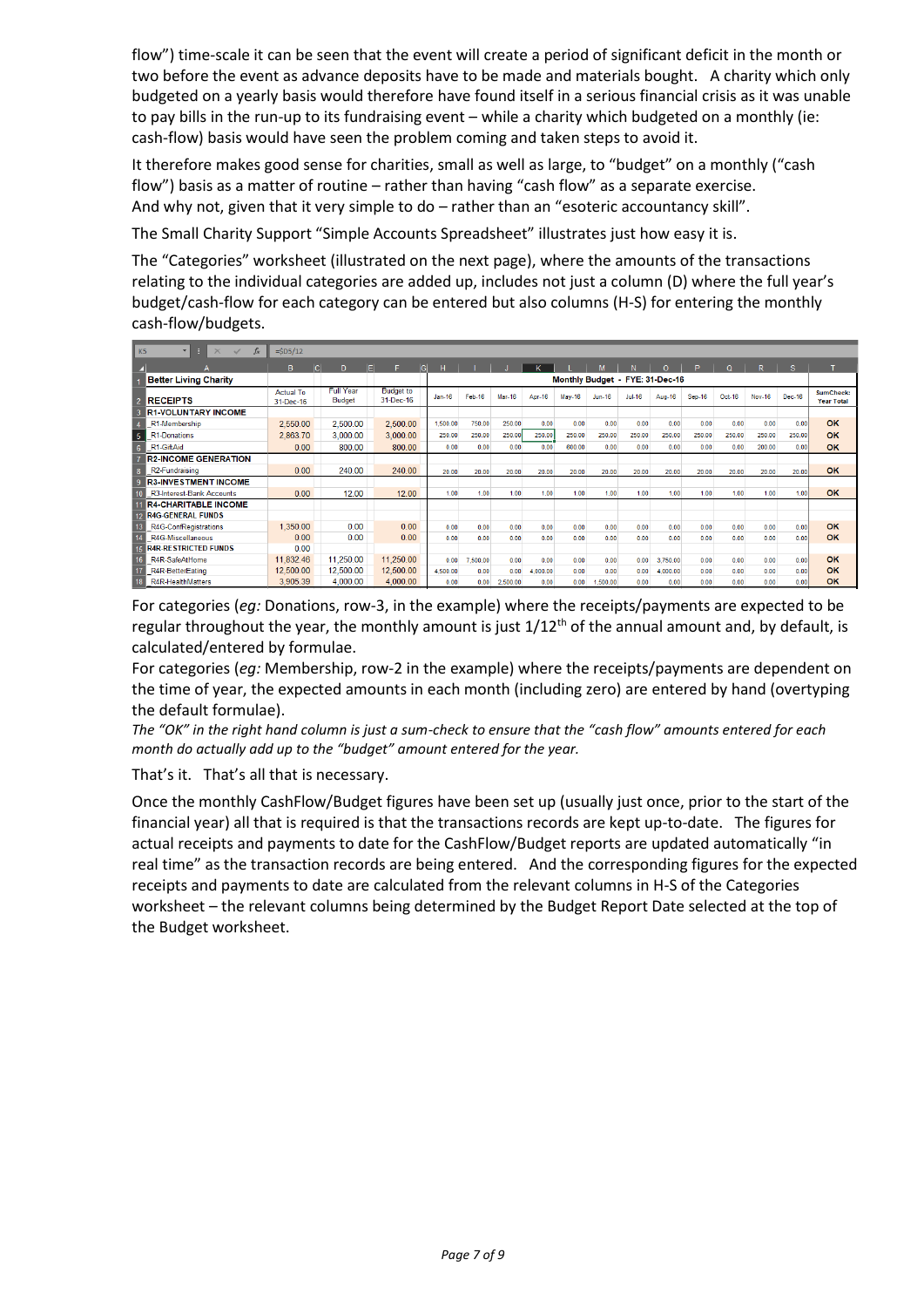flow") time-scale it can be seen that the event will create a period of significant deficit in the month or two before the event as advance deposits have to be made and materials bought. A charity which only budgeted on a yearly basis would therefore have found itself in a serious financial crisis as it was unable to pay bills in the run-up to its fundraising event – while a charity which budgeted on a monthly (ie: cash-flow) basis would have seen the problem coming and taken steps to avoid it.

It therefore makes good sense for charities, small as well as large, to "budget" on a monthly ("cash flow") basis as a matter of routine – rather than having "cash flow" as a separate exercise. And why not, given that it very simple to do – rather than an "esoteric accountancy skill".

The Small Charity Support "Simple Accounts Spreadsheet" illustrates just how easy it is.

The "Categories" worksheet (illustrated on the next page), where the amounts of the transactions relating to the individual categories are added up, includes not just a column (D) where the full year's budget/cash-flow for each category can be entered but also columns (H-S) for entering the monthly cash-flow/budgets.

| Better Living Charity | | | | Monthly Budget - FYE: 31-Dec-16 | | | | | | | | | | | | |
|---|---|---|---|---|---|---|---|---|---|---|---|---|---|---|---|---|
| RECEIPTS | Actual To 31-Dec-16 | Full Year Budget | Budget to 31-Dec-16 | Jan-16 | Feb-16 | Mar-16 | Apr-16 | May-16 | Jun-16 | Jul-16 | Aug-16 | Sep-16 | Oct-16 | Nov-16 | Dec-16 | SumCheck: Year Total |
| R1-VOLUNTARY INCOME | | | | | | | | | | | | | | | | |
| _R1-Membership | 2,550.00 | 2,500.00 | 2,500.00 | 1,500.00 | 750.00 | 250.00 | 0.00 | 0.00 | 0.00 | 0.00 | 0.00 | 0.00 | 0.00 | 0.00 | 0.00 | OK |
| _R1-Donations | 2,863.70 | 3,000.00 | 3,000.00 | 250.00 | 250.00 | 250.00 | 250.00 | 250.00 | 250.00 | 250.00 | 250.00 | 250.00 | 250.00 | 250.00 | 250.00 | OK |
| _R1-GiftAid | 0.00 | 800.00 | 800.00 | 0.00 | 0.00 | 0.00 | 0.00 | 600.00 | 0.00 | 0.00 | 0.00 | 0.00 | 0.00 | 200.00 | 0.00 | OK |
| R2-INCOME GENERATION | | | | | | | | | | | | | | | | |
| _R2-Fundraising | 0.00 | 240.00 | 240.00 | 20.00 | 20.00 | 20.00 | 20.00 | 20.00 | 20.00 | 20.00 | 20.00 | 20.00 | 20.00 | 20.00 | 20.00 | OK |
| R3-INVESTMENT INCOME | | | | | | | | | | | | | | | | |
| _R3-Interest-Bank Accounts | 0.00 | 12.00 | 12.00 | 1.00 | 1.00 | 1.00 | 1.00 | 1.00 | 1.00 | 1.00 | 1.00 | 1.00 | 1.00 | 1.00 | 1.00 | OK |
| R4-CHARITABLE INCOME | | | | | | | | | | | | | | | | |
| R4G-GENERAL FUNDS | | | | | | | | | | | | | | | | |
| _R4G-ConfRegistrations | 1,350.00 | 0.00 | 0.00 | 0.00 | 0.00 | 0.00 | 0.00 | 0.00 | 0.00 | 0.00 | 0.00 | 0.00 | 0.00 | 0.00 | 0.00 | OK |
| _R4G-Miscellaneous | 0.00 | 0.00 | 0.00 | 0.00 | 0.00 | 0.00 | 0.00 | 0.00 | 0.00 | 0.00 | 0.00 | 0.00 | 0.00 | 0.00 | 0.00 | OK |
| R4R-RESTRICTED FUNDS | 0.00 | | | | | | | | | | | | | | | |
| _R4R-SafeAtHome | 11,832.46 | 11,250.00 | 11,250.00 | 0.00 | 7,500.00 | 0.00 | 0.00 | 0.00 | 0.00 | 0.00 | 3,750.00 | 0.00 | 0.00 | 0.00 | 0.00 | OK |
| _R4R-BetterEating | 12,500.00 | 12,500.00 | 12,500.00 | 4,500.00 | 0.00 | 0.00 | 4,000.00 | 0.00 | 0.00 | 0.00 | 4,000.00 | 0.00 | 0.00 | 0.00 | 0.00 | OK |
| _R4R-HealthMatters | 3,905.39 | 4,000.00 | 4,000.00 | 0.00 | 0.00 | 2,500.00 | 0.00 | 0.00 | 1,500.00 | 0.00 | 0.00 | 0.00 | 0.00 | 0.00 | 0.00 | OK |

For categories (*eg:* Donations, row-3, in the example) where the receipts/payments are expected to be regular throughout the year, the monthly amount is just 1/12[th] of the annual amount and, by default, is calculated/entered by formulae.
For categories (*eg:* Membership, row-2 in the example) where the receipts/payments are dependent on the time of year, the expected amounts in each month (including zero) are entered by hand (overtyping the default formulae).
*The "OK" in the right hand column is just a sum-check to ensure that the "cash flow" amounts entered for each month do actually add up to the "budget" amount entered for the year.*

That's it. That's all that is necessary.

Once the monthly CashFlow/Budget figures have been set up (usually just once, prior to the start of the financial year) all that is required is that the transactions records are kept up-to-date. The figures for actual receipts and payments to date for the CashFlow/Budget reports are updated automatically "in real time" as the transaction records are being entered. And the corresponding figures for the expected receipts and payments to date are calculated from the relevant columns in H-S of the Categories worksheet – the relevant columns being determined by the Budget Report Date selected at the top of the Budget worksheet.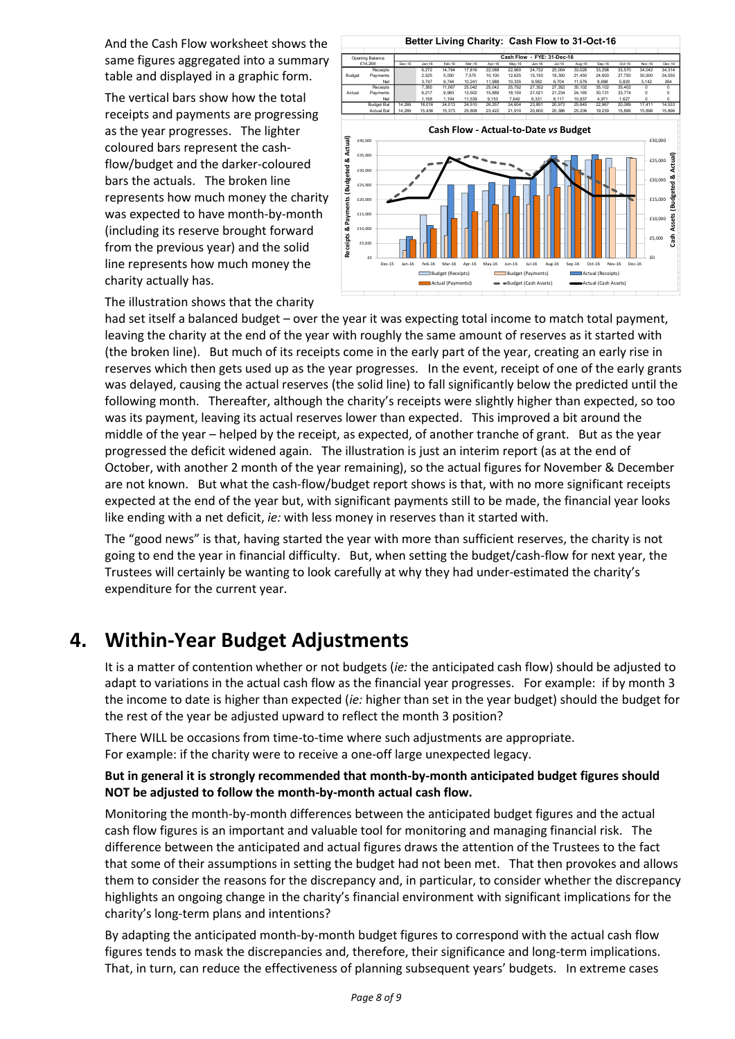And the Cash Flow worksheet shows the same figures aggregated into a summary table and displayed in a graphic form.

The vertical bars show how the total receipts and payments are progressing as the year progresses. The lighter coloured bars represent the cash-flow/budget and the darker-coloured bars the actuals. The broken line represents how much money the charity was expected to have month-by-month (including its reserve brought forward from the previous year) and the solid line represents how much money the charity actually has.

**Better Living Charity: Cash Flow to 31-Oct-16**

| Opening Balance: £14,269 | | Cash Flow - FYE: 31-Dec-16 | | | | | | | | | | | | |
|---|---|---|---|---|---|---|---|---|---|---|---|---|---|---|
| | | Dec-15 | Jan-16 | Feb-16 | Mar-16 | Apr-16 | May-16 | Jun-16 | Jul-16 | Aug-16 | Sep-16 | Oct-16 | Nov-16 | Dec-16 |
| Budget | Receipts | | 6,272 | 14,794 | 17,816 | 22,088 | 22,960 | 24,732 | 25,004 | 33,026 | 33,298 | 33,570 | 34,042 | 34,314 |
| | Payments | | 2,525 | 5,050 | 7,575 | 10,100 | 12,625 | 15,150 | 18,300 | 21,450 | 24,600 | 27,750 | 30,900 | 34,050 |
| | Net | | 3,747 | 9,744 | 10,241 | 11,988 | 10,335 | 9,582 | 6,704 | 11,576 | 8,698 | 5,820 | 3,142 | 264 |
| Actual | Receipts | | 7,385 | 11,067 | 25,042 | 25,042 | 25,792 | 27,352 | 27,352 | 35,102 | 35,102 | 35,402 | 0 | 0 |
| | Payments | | 6,217 | 9,963 | 13,502 | 15,889 | 18,150 | 21,021 | 21,234 | 24,165 | 30,131 | 33,774 | 0 | 0 |
| | Net | | 1,168 | 1,104 | 11,539 | 9,153 | 7,642 | 6,331 | 6,117 | 10,937 | 4,971 | 1,627 | 0 | 0 |
| | Budget Bal | 14,269 | 18,016 | 24,013 | 24,510 | 26,257 | 24,604 | 23,851 | 20,973 | 25,845 | 22,967 | 20,089 | 17,411 | 14,533 |
| | Actual Bal | 14,269 | 15,436 | 15,373 | 25,808 | 23,422 | 21,910 | 20,600 | 20,386 | 25,206 | 19,239 | 15,896 | 15,896 | 15,896 |

The illustration shows that the charity had set itself a balanced budget – over the year it was expecting total income to match total payment, leaving the charity at the end of the year with roughly the same amount of reserves as it started with (the broken line). But much of its receipts come in the early part of the year, creating an early rise in reserves which then gets used up as the year progresses. In the event, receipt of one of the early grants was delayed, causing the actual reserves (the solid line) to fall significantly below the predicted until the following month. Thereafter, although the charity's receipts were slightly higher than expected, so too was its payment, leaving its actual reserves lower than expected. This improved a bit around the middle of the year – helped by the receipt, as expected, of another tranche of grant. But as the year progressed the deficit widened again. The illustration is just an interim report (as at the end of October, with another 2 month of the year remaining), so the actual figures for November & December are not known. But what the cash-flow/budget report shows is that, with no more significant receipts expected at the end of the year but, with significant payments still to be made, the financial year looks like ending with a net deficit, *ie:* with less money in reserves than it started with.

The "good news" is that, having started the year with more than sufficient reserves, the charity is not going to end the year in financial difficulty. But, when setting the budget/cash-flow for next year, the Trustees will certainly be wanting to look carefully at why they had under-estimated the charity's expenditure for the current year.

# 4. Within-Year Budget Adjustments

It is a matter of contention whether or not budgets (*ie:* the anticipated cash flow) should be adjusted to adapt to variations in the actual cash flow as the financial year progresses. For example: if by month 3 the income to date is higher than expected (*ie:* higher than set in the year budget) should the budget for the rest of the year be adjusted upward to reflect the month 3 position?

There WILL be occasions from time-to-time where such adjustments are appropriate.
For example: if the charity were to receive a one-off large unexpected legacy.

**But in general it is strongly recommended that month-by-month anticipated budget figures should NOT be adjusted to follow the month-by-month actual cash flow.**

Monitoring the month-by-month differences between the anticipated budget figures and the actual cash flow figures is an important and valuable tool for monitoring and managing financial risk. The difference between the anticipated and actual figures draws the attention of the Trustees to the fact that some of their assumptions in setting the budget had not been met. That then provokes and allows them to consider the reasons for the discrepancy and, in particular, to consider whether the discrepancy highlights an ongoing change in the charity's financial environment with significant implications for the charity's long-term plans and intentions?

By adapting the anticipated month-by-month budget figures to correspond with the actual cash flow figures tends to mask the discrepancies and, therefore, their significance and long-term implications. That, in turn, can reduce the effectiveness of planning subsequent years' budgets. In extreme cases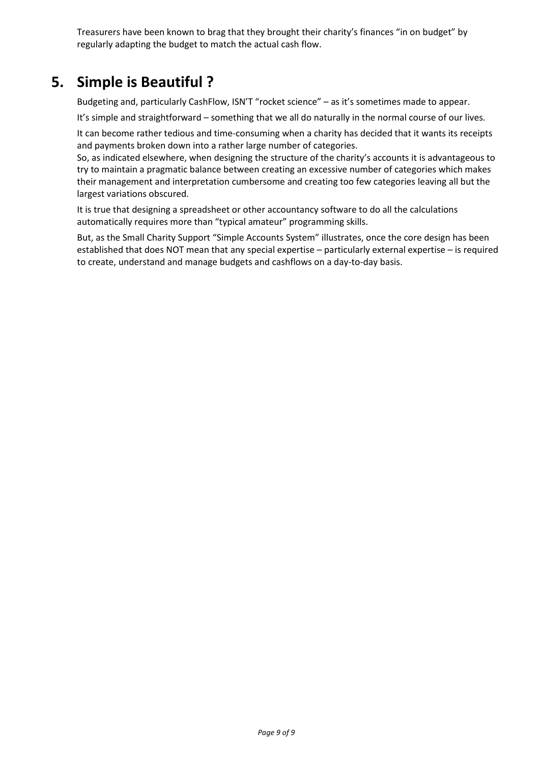Treasurers have been known to brag that they brought their charity's finances "in on budget" by regularly adapting the budget to match the actual cash flow.

## 5. Simple is Beautiful ?

Budgeting and, particularly CashFlow, ISN'T "rocket science" – as it's sometimes made to appear.

It's simple and straightforward – something that we all do naturally in the normal course of our lives.

It can become rather tedious and time-consuming when a charity has decided that it wants its receipts and payments broken down into a rather large number of categories.
So, as indicated elsewhere, when designing the structure of the charity's accounts it is advantageous to try to maintain a pragmatic balance between creating an excessive number of categories which makes their management and interpretation cumbersome and creating too few categories leaving all but the largest variations obscured.

It is true that designing a spreadsheet or other accountancy software to do all the calculations automatically requires more than "typical amateur" programming skills.

But, as the Small Charity Support "Simple Accounts System" illustrates, once the core design has been established that does NOT mean that any special expertise – particularly external expertise – is required to create, understand and manage budgets and cashflows on a day-to-day basis.